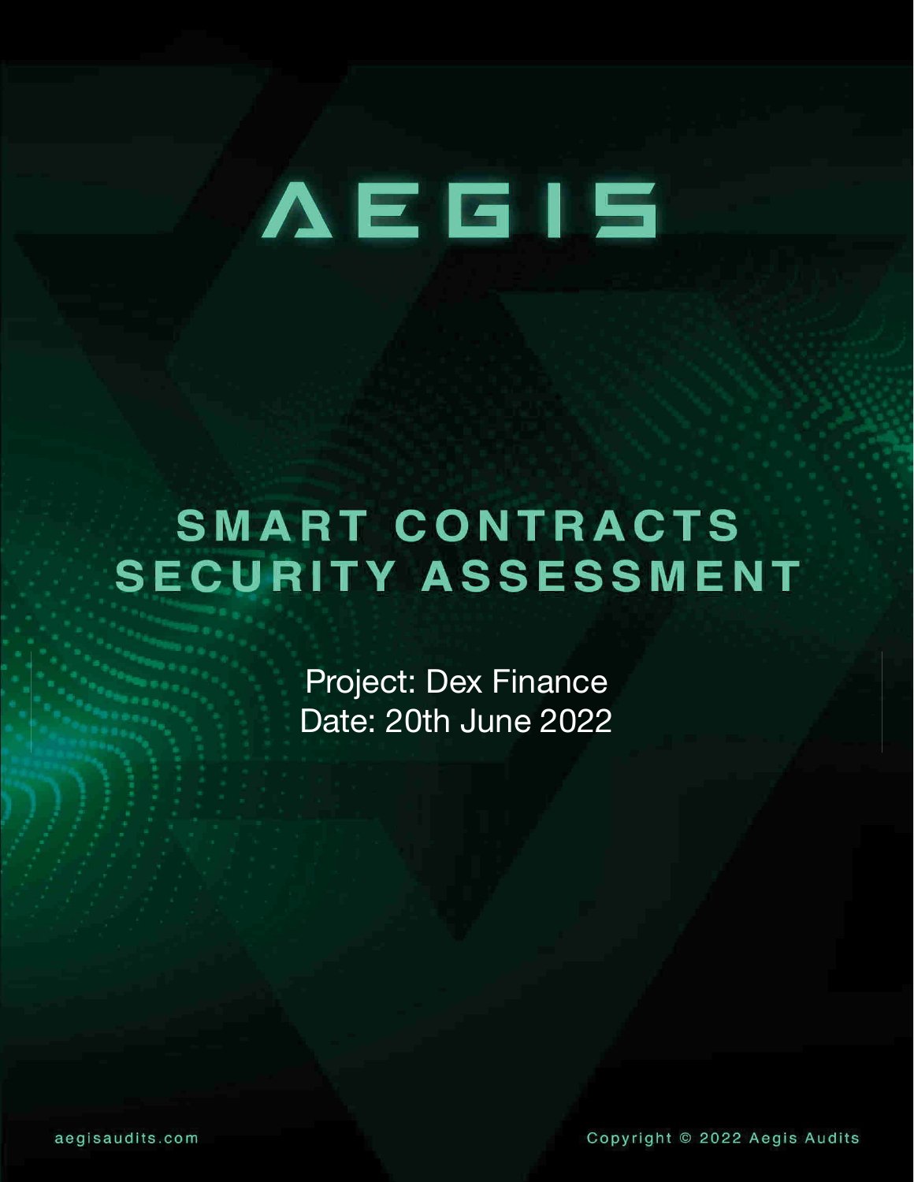# AEGIS

## SMART CONTRACTS SECURITY ASSESSMENT

Project: Dex Finance
Date: 20th June 2022

aegisaudits.com

Copyright © 2022 Aegis Audits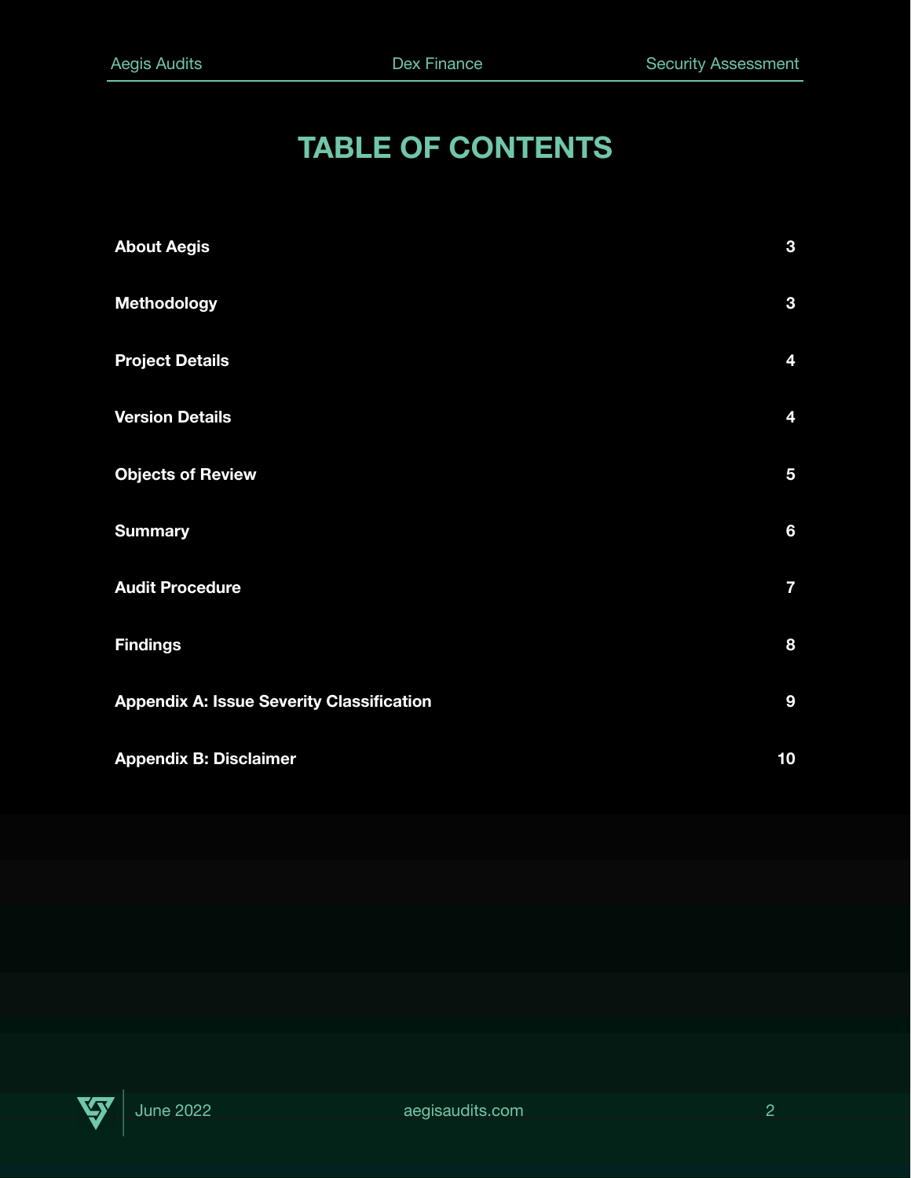# TABLE OF CONTENTS

| | |
|---|---|
| **About Aegis** | **3** |
| **Methodology** | **3** |
| **Project Details** | **4** |
| **Version Details** | **4** |
| **Objects of Review** | **5** |
| **Summary** | **6** |
| **Audit Procedure** | **7** |
| **Findings** | **8** |
| **Appendix A: Issue Severity Classification** | **9** |
| **Appendix B: Disclaimer** | **10** |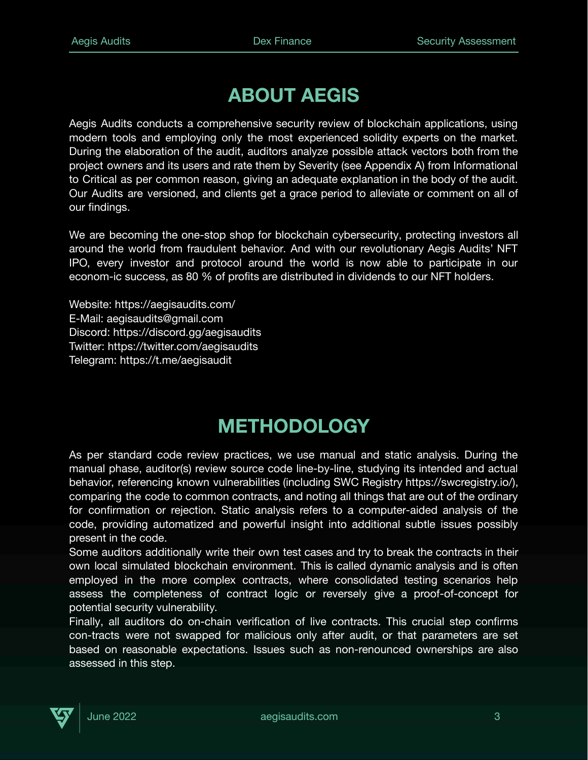# ABOUT AEGIS

Aegis Audits conducts a comprehensive security review of blockchain applications, using modern tools and employing only the most experienced solidity experts on the market. During the elaboration of the audit, auditors analyze possible attack vectors both from the project owners and its users and rate them by Severity (see Appendix A) from Informational to Critical as per common reason, giving an adequate explanation in the body of the audit. Our Audits are versioned, and clients get a grace period to alleviate or comment on all of our findings.

We are becoming the one-stop shop for blockchain cybersecurity, protecting investors all around the world from fraudulent behavior. And with our revolutionary Aegis Audits' NFT IPO, every investor and protocol around the world is now able to participate in our econom-ic success, as 80 % of profits are distributed in dividends to our NFT holders.

Website: https://aegisaudits.com/
E-Mail: aegisaudits@gmail.com
Discord: https://discord.gg/aegisaudits
Twitter: https://twitter.com/aegisaudits
Telegram: https://t.me/aegisaudit

# METHODOLOGY

As per standard code review practices, we use manual and static analysis. During the manual phase, auditor(s) review source code line-by-line, studying its intended and actual behavior, referencing known vulnerabilities (including SWC Registry https://swcregistry.io/), comparing the code to common contracts, and noting all things that are out of the ordinary for confirmation or rejection. Static analysis refers to a computer-aided analysis of the code, providing automatized and powerful insight into additional subtle issues possibly present in the code.
Some auditors additionally write their own test cases and try to break the contracts in their own local simulated blockchain environment. This is called dynamic analysis and is often employed in the more complex contracts, where consolidated testing scenarios help assess the completeness of contract logic or reversely give a proof-of-concept for potential security vulnerability.
Finally, all auditors do on-chain verification of live contracts. This crucial step confirms con-tracts were not swapped for malicious only after audit, or that parameters are set based on reasonable expectations. Issues such as non-renounced ownerships are also assessed in this step.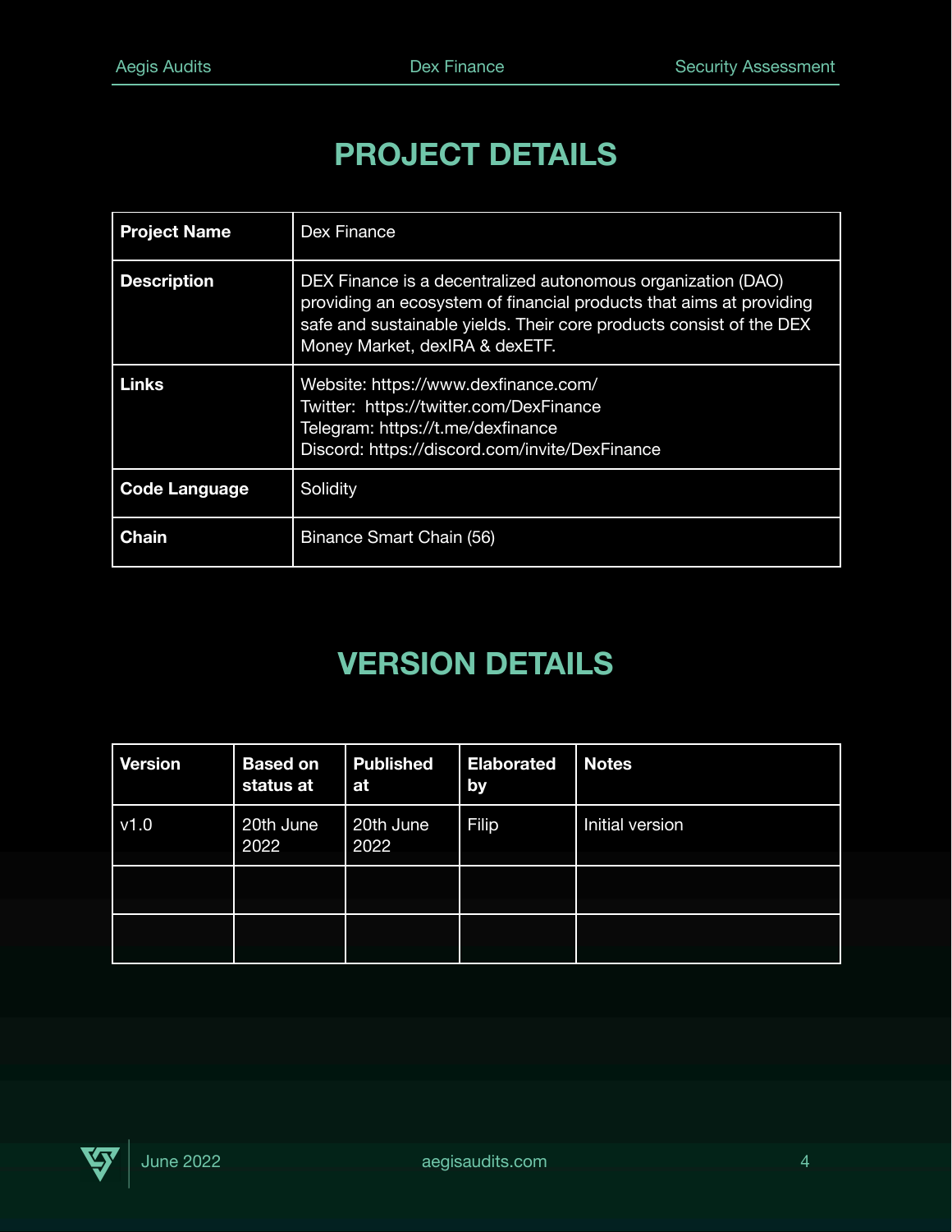# PROJECT DETAILS

| Project Name | Dex Finance |
|---|---|
| Description | DEX Finance is a decentralized autonomous organization (DAO) providing an ecosystem of financial products that aims at providing safe and sustainable yields. Their core products consist of the DEX Money Market, dexIRA & dexETF. |
| Links | Website: https://www.dexfinance.com/<br>Twitter: https://twitter.com/DexFinance<br>Telegram: https://t.me/dexfinance<br>Discord: https://discord.com/invite/DexFinance |
| Code Language | Solidity |
| Chain | Binance Smart Chain (56) |

# VERSION DETAILS

| Version | Based on status at | Published at | Elaborated by | Notes |
|---|---|---|---|---|
| v1.0 | 20th June 2022 | 20th June 2022 | Filip | Initial version |
| | | | | |
| | | | | |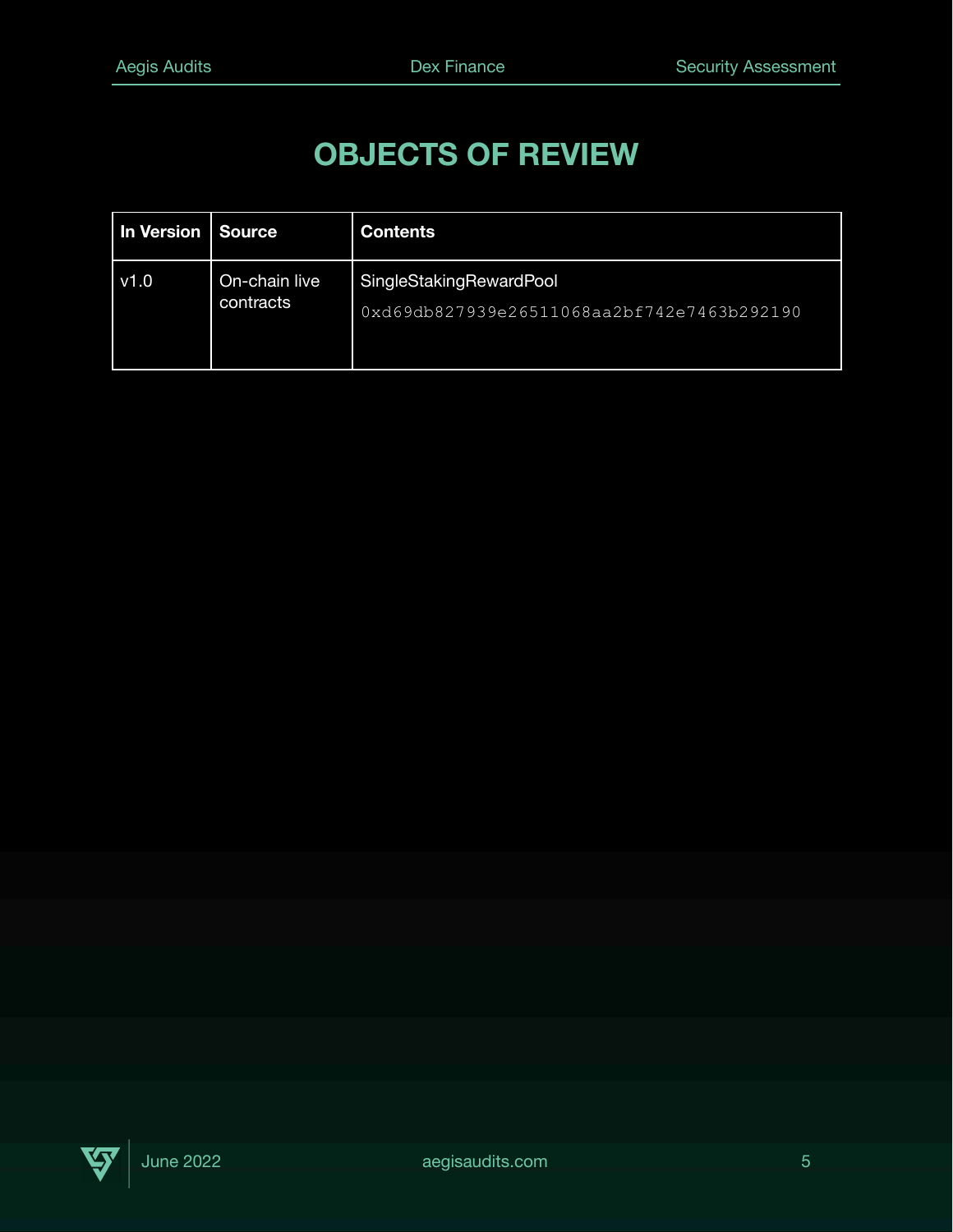# OBJECTS OF REVIEW

| In Version | Source | Contents |
| --- | --- | --- |
| v1.0 | On-chain live contracts | SingleStakingRewardPool<br>0xd69db827939e26511068aa2bf742e7463b292190 |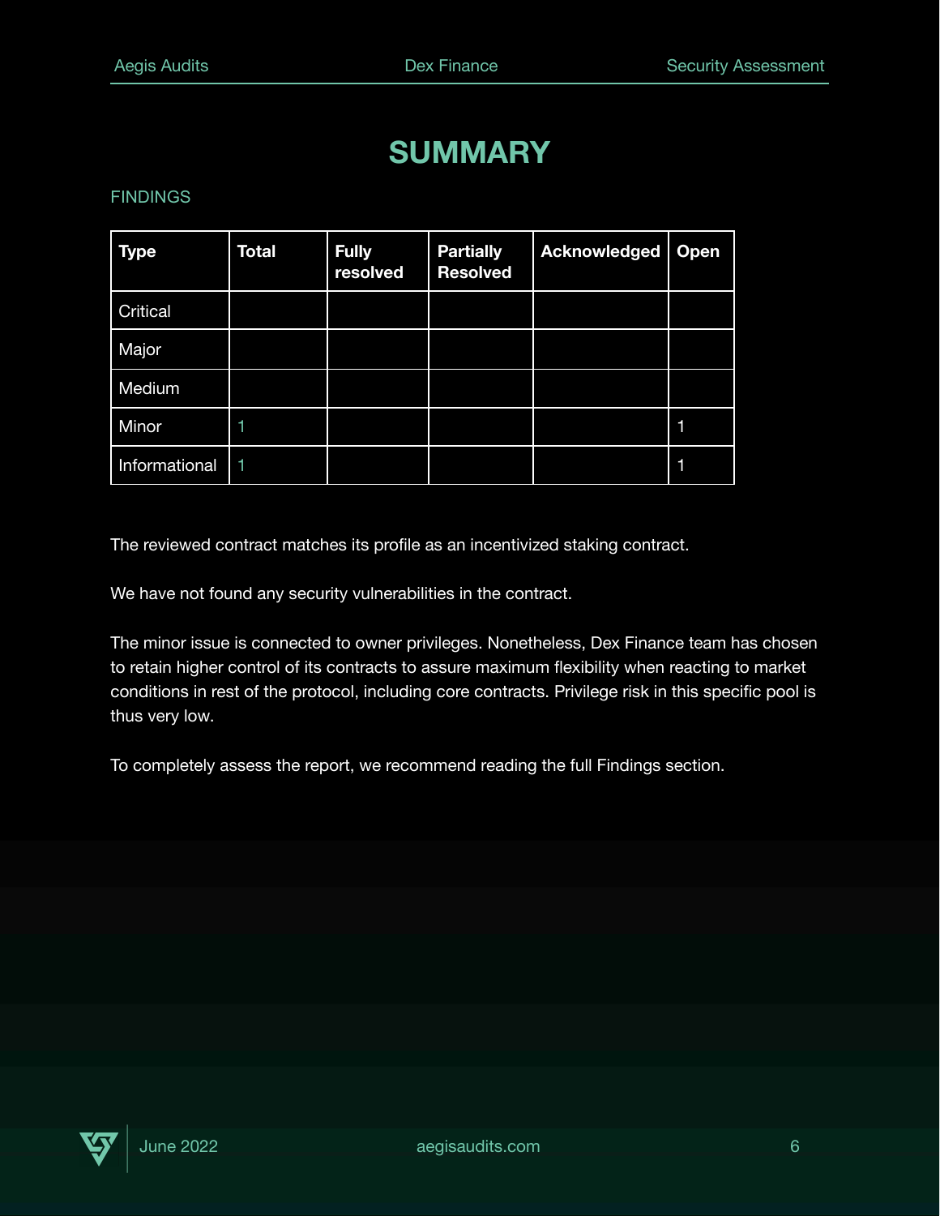# SUMMARY

## FINDINGS

| Type | Total | Fully resolved | Partially Resolved | Acknowledged | Open |
|---|---|---|---|---|---|
| Critical | | | | | |
| Major | | | | | |
| Medium | | | | | |
| Minor | 1 | | | | 1 |
| Informational | 1 | | | | 1 |

The reviewed contract matches its profile as an incentivized staking contract.

We have not found any security vulnerabilities in the contract.

The minor issue is connected to owner privileges. Nonetheless, Dex Finance team has chosen to retain higher control of its contracts to assure maximum flexibility when reacting to market conditions in rest of the protocol, including core contracts. Privilege risk in this specific pool is thus very low.

To completely assess the report, we recommend reading the full Findings section.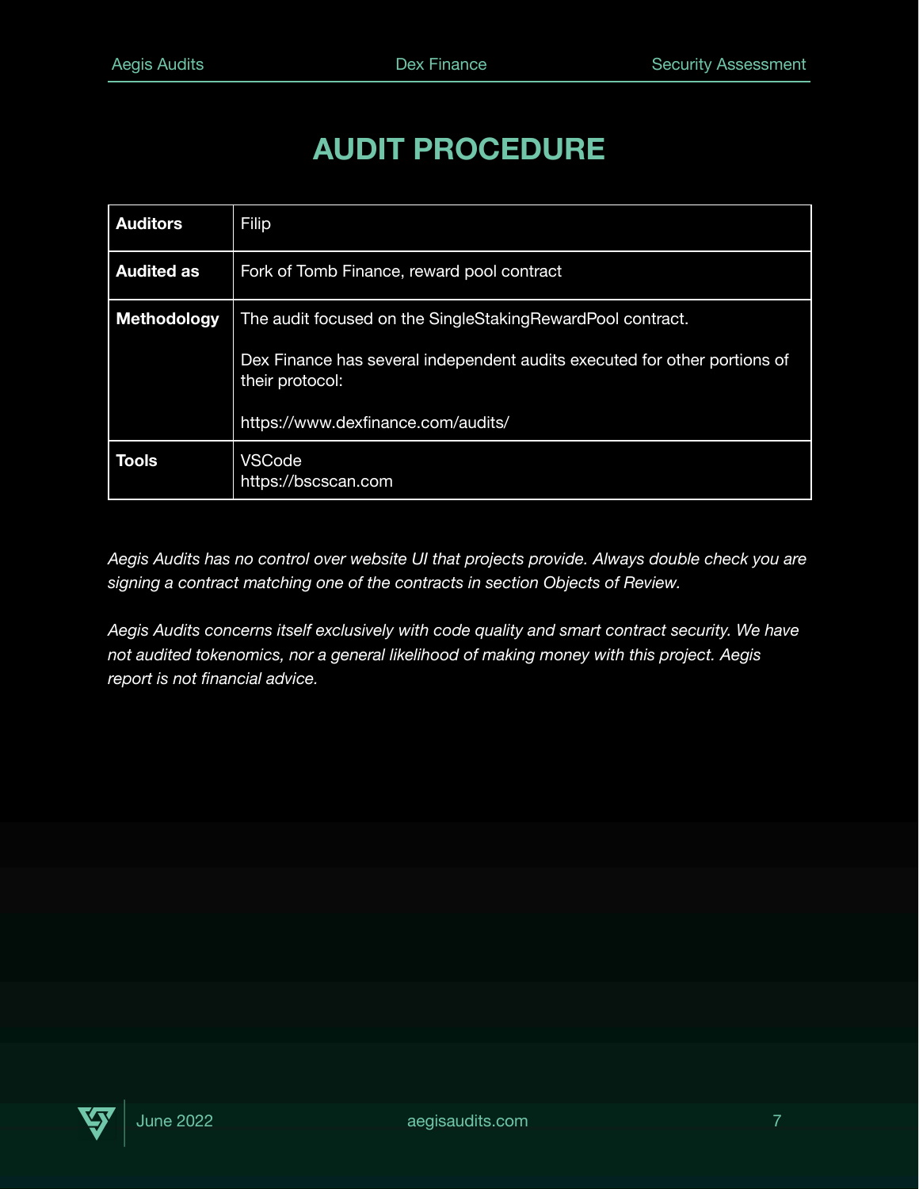# AUDIT PROCEDURE

| | |
|---|---|
| **Auditors** | Filip |
| **Audited as** | Fork of Tomb Finance, reward pool contract |
| **Methodology** | The audit focused on the SingleStakingRewardPool contract.<br><br>Dex Finance has several independent audits executed for other portions of their protocol:<br><br>https://www.dexfinance.com/audits/ |
| **Tools** | VSCode<br>https://bscscan.com |

*Aegis Audits has no control over website UI that projects provide. Always double check you are signing a contract matching one of the contracts in section Objects of Review.*

*Aegis Audits concerns itself exclusively with code quality and smart contract security. We have not audited tokenomics, nor a general likelihood of making money with this project. Aegis report is not financial advice.*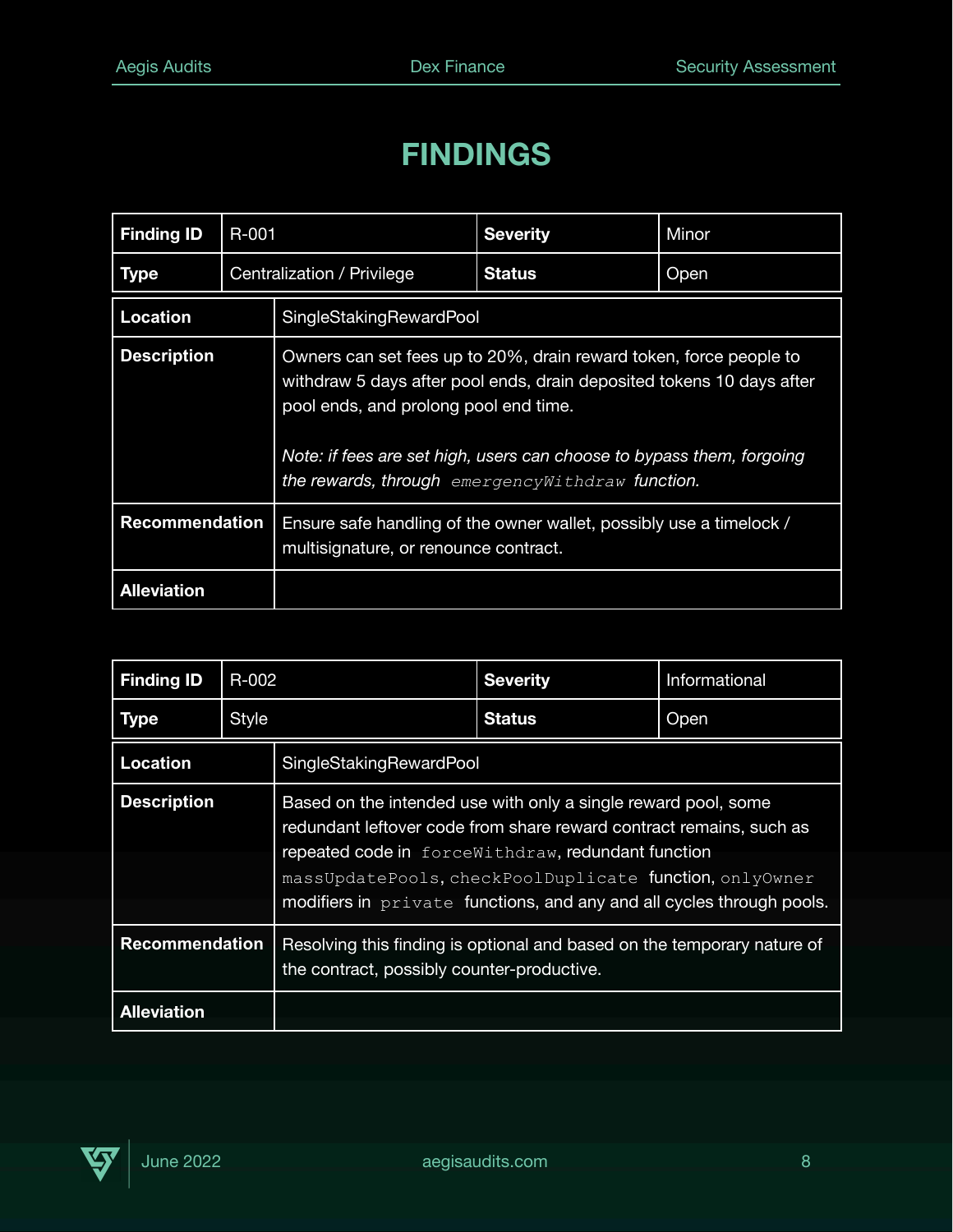# FINDINGS

| Finding ID | R-001 | Severity | Minor |
| --- | --- | --- | --- |
| Type | Centralization / Privilege | Status | Open |

| | |
| --- | --- |
| **Location** | SingleStakingRewardPool |
| **Description** | Owners can set fees up to 20%, drain reward token, force people to withdraw 5 days after pool ends, drain deposited tokens 10 days after pool ends, and prolong pool end time. <br><br> *Note: if fees are set high, users can choose to bypass them, forgoing the rewards, through `emergencyWithdraw` function.* |
| **Recommendation** | Ensure safe handling of the owner wallet, possibly use a timelock / multisignature, or renounce contract. |
| **Alleviation** | |

| Finding ID | R-002 | Severity | Informational |
| --- | --- | --- | --- |
| Type | Style | Status | Open |

| | |
| --- | --- |
| **Location** | SingleStakingRewardPool |
| **Description** | Based on the intended use with only a single reward pool, some redundant leftover code from share reward contract remains, such as repeated code in `forceWithdraw`, redundant function `massUpdatePools`, `checkPoolDuplicate` function, `onlyOwner` modifiers in `private` functions, and any and all cycles through pools. |
| **Recommendation** | Resolving this finding is optional and based on the temporary nature of the contract, possibly counter-productive. |
| **Alleviation** | |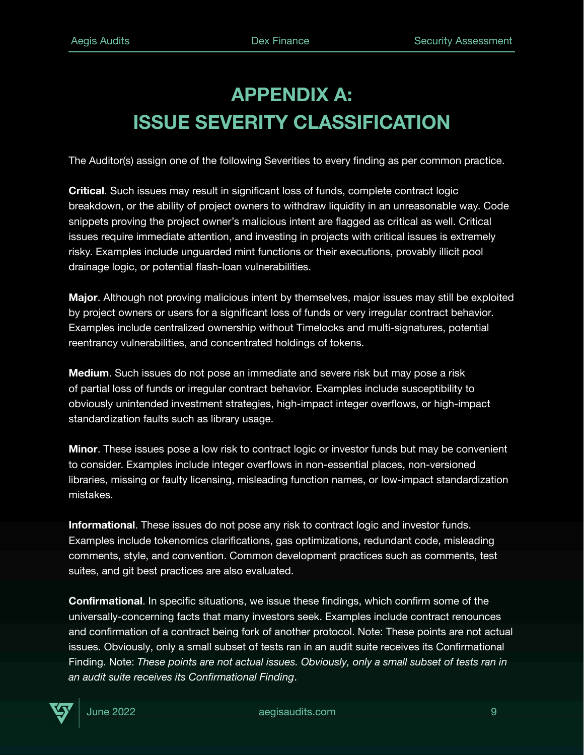# APPENDIX A: ISSUE SEVERITY CLASSIFICATION

The Auditor(s) assign one of the following Severities to every finding as per common practice.

**Critical**. Such issues may result in significant loss of funds, complete contract logic breakdown, or the ability of project owners to withdraw liquidity in an unreasonable way. Code snippets proving the project owner's malicious intent are flagged as critical as well. Critical issues require immediate attention, and investing in projects with critical issues is extremely risky. Examples include unguarded mint functions or their executions, provably illicit pool drainage logic, or potential flash-loan vulnerabilities.

**Major**. Although not proving malicious intent by themselves, major issues may still be exploited by project owners or users for a significant loss of funds or very irregular contract behavior. Examples include centralized ownership without Timelocks and multi-signatures, potential reentrancy vulnerabilities, and concentrated holdings of tokens.

**Medium**. Such issues do not pose an immediate and severe risk but may pose a risk of partial loss of funds or irregular contract behavior. Examples include susceptibility to obviously unintended investment strategies, high-impact integer overflows, or high-impact standardization faults such as library usage.

**Minor**. These issues pose a low risk to contract logic or investor funds but may be convenient to consider. Examples include integer overflows in non-essential places, non-versioned libraries, missing or faulty licensing, misleading function names, or low-impact standardization mistakes.

**Informational**. These issues do not pose any risk to contract logic and investor funds. Examples include tokenomics clarifications, gas optimizations, redundant code, misleading comments, style, and convention. Common development practices such as comments, test suites, and git best practices are also evaluated.

**Confirmational**. In specific situations, we issue these findings, which confirm some of the universally-concerning facts that many investors seek. Examples include contract renounces and confirmation of a contract being fork of another protocol. Note: These points are not actual issues. Obviously, only a small subset of tests ran in an audit suite receives its Confirmational Finding. Note: *These points are not actual issues. Obviously, only a small subset of tests ran in an audit suite receives its Confirmational Finding*.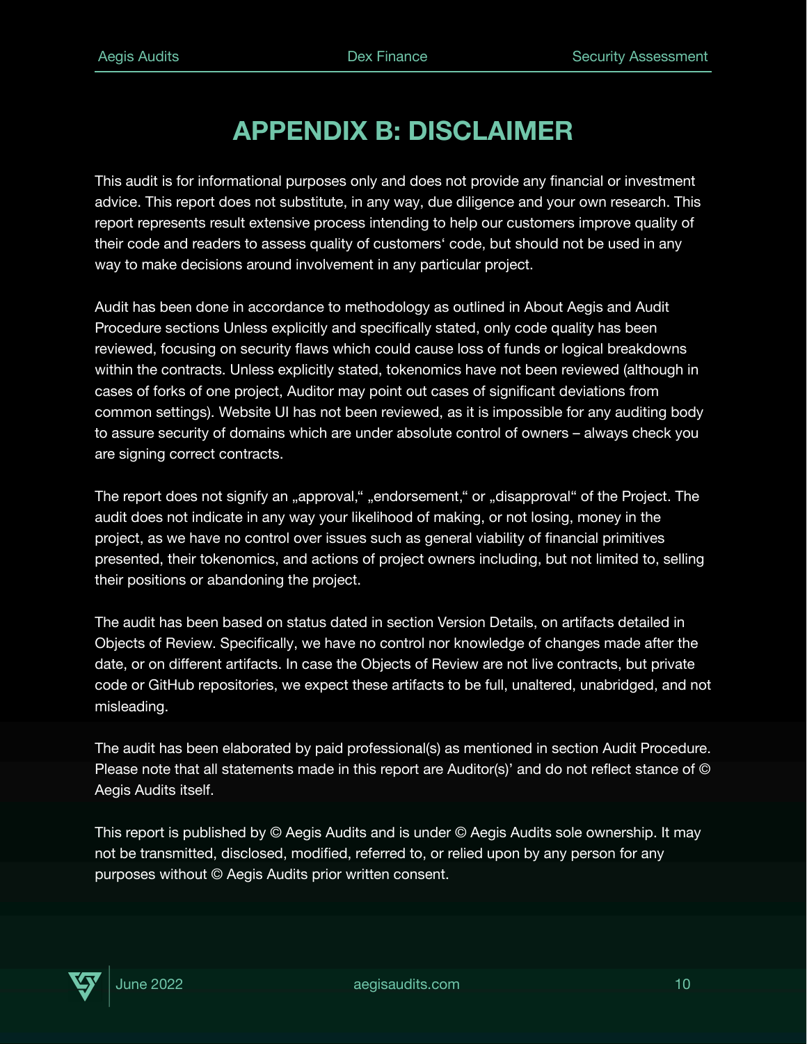# APPENDIX B: DISCLAIMER

This audit is for informational purposes only and does not provide any financial or investment advice. This report does not substitute, in any way, due diligence and your own research. This report represents result extensive process intending to help our customers improve quality of their code and readers to assess quality of customers' code, but should not be used in any way to make decisions around involvement in any particular project.

Audit has been done in accordance to methodology as outlined in About Aegis and Audit Procedure sections Unless explicitly and specifically stated, only code quality has been reviewed, focusing on security flaws which could cause loss of funds or logical breakdowns within the contracts. Unless explicitly stated, tokenomics have not been reviewed (although in cases of forks of one project, Auditor may point out cases of significant deviations from common settings). Website UI has not been reviewed, as it is impossible for any auditing body to assure security of domains which are under absolute control of owners – always check you are signing correct contracts.

The report does not signify an „approval," „endorsement," or „disapproval" of the Project. The audit does not indicate in any way your likelihood of making, or not losing, money in the project, as we have no control over issues such as general viability of financial primitives presented, their tokenomics, and actions of project owners including, but not limited to, selling their positions or abandoning the project.

The audit has been based on status dated in section Version Details, on artifacts detailed in Objects of Review. Specifically, we have no control nor knowledge of changes made after the date, or on different artifacts. In case the Objects of Review are not live contracts, but private code or GitHub repositories, we expect these artifacts to be full, unaltered, unabridged, and not misleading.

The audit has been elaborated by paid professional(s) as mentioned in section Audit Procedure. Please note that all statements made in this report are Auditor(s)' and do not reflect stance of © Aegis Audits itself.

This report is published by © Aegis Audits and is under © Aegis Audits sole ownership. It may not be transmitted, disclosed, modified, referred to, or relied upon by any person for any purposes without © Aegis Audits prior written consent.